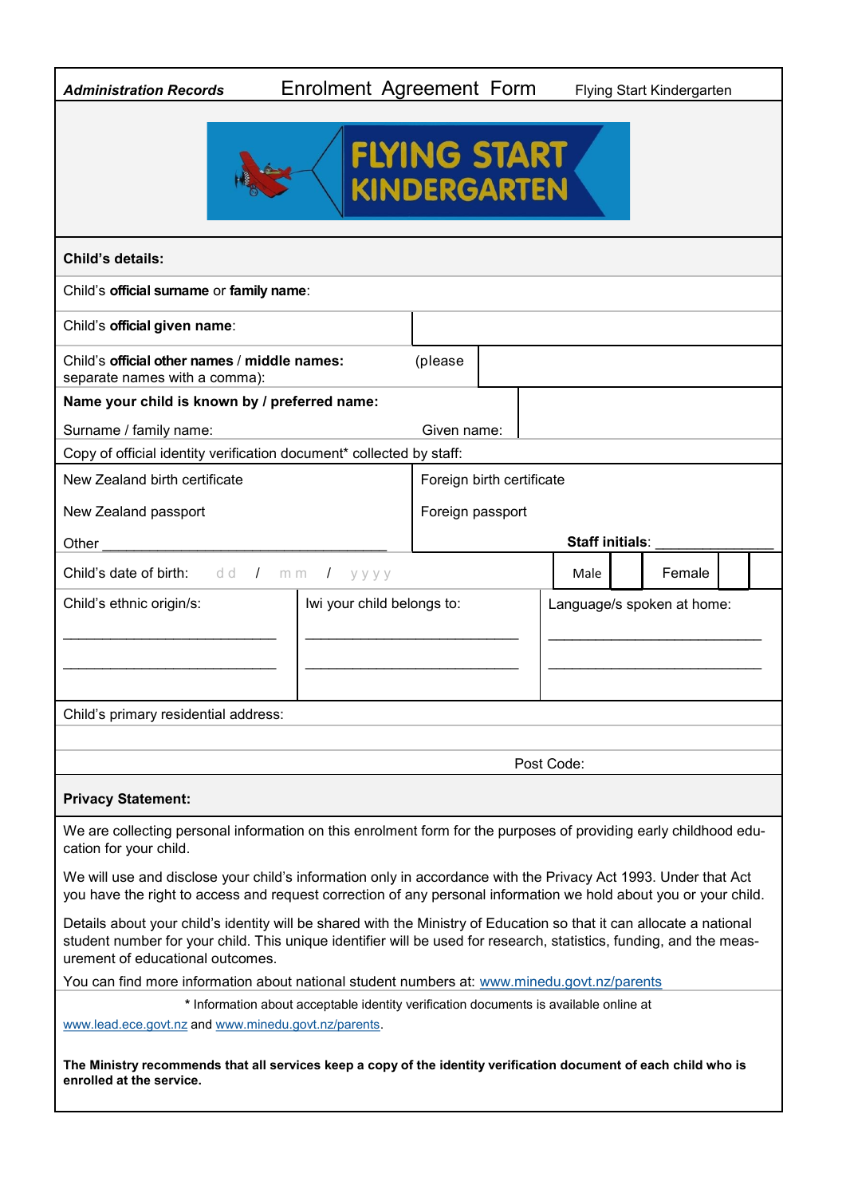***Administration Records*** Enrolment Agreement Form Flying Start Kindergarten

FLYING START KINDERGARTEN

**Child's details:**

Child's **official surname** or **family name**:

Child's **official given name**:

Child's **official other names** / **middle names:** (please separate names with a comma):

**Name your child is known by / preferred name:**

Surname / family name: Given name:

Copy of official identity verification document* collected by staff:

| | |
|---|---|
| New Zealand birth certificate | Foreign birth certificate |
| New Zealand passport | Foreign passport |
| Other ___________________________________ | **Staff initials**: _______________ |

Child's date of birth: dd / mm / yyyy Male [ ] Female [ ]

| Child's ethnic origin/s: | Iwi your child belongs to: | Language/s spoken at home: |
|---|---|---|
| ___________________________ | ___________________________ | ___________________________ |
| ___________________________ | ___________________________ | ___________________________ |

Child's primary residential address:

Post Code:

**Privacy Statement:**

We are collecting personal information on this enrolment form for the purposes of providing early childhood education for your child.

We will use and disclose your child's information only in accordance with the Privacy Act 1993. Under that Act you have the right to access and request correction of any personal information we hold about you or your child.

Details about your child's identity will be shared with the Ministry of Education so that it can allocate a national student number for your child. This unique identifier will be used for research, statistics, funding, and the measurement of educational outcomes.

You can find more information about national student numbers at: www.minedu.govt.nz/parents

* Information about acceptable identity verification documents is available online at www.lead.ece.govt.nz and www.minedu.govt.nz/parents.

**The Ministry recommends that all services keep a copy of the identity verification document of each child who is enrolled at the service.**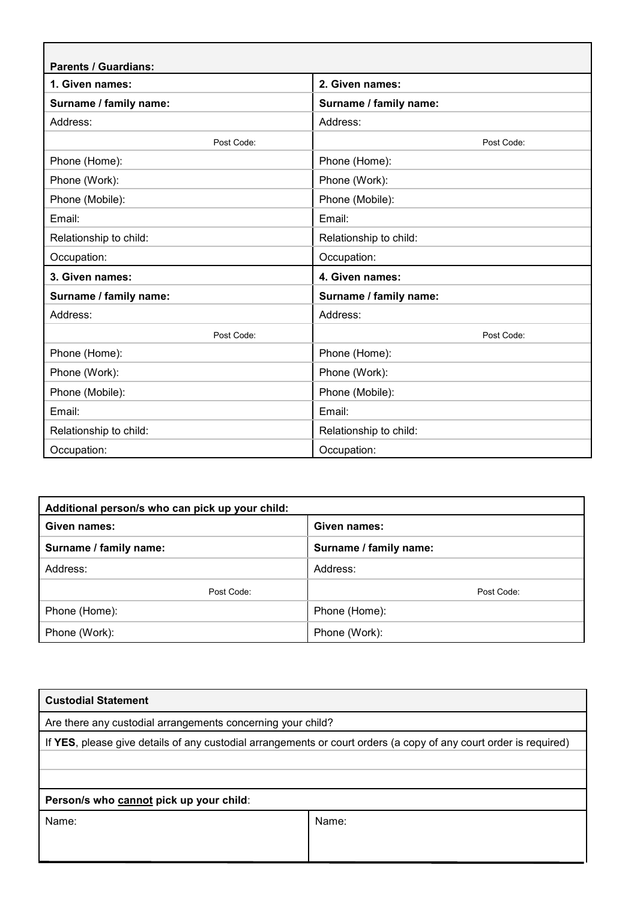| Parents / Guardians: | |
|---|---|
| **1. Given names:** | **2. Given names:** |
| **Surname / family name:** | **Surname / family name:** |
| Address: | Address: |
| Post Code: | Post Code: |
| Phone (Home): | Phone (Home): |
| Phone (Work): | Phone (Work): |
| Phone (Mobile): | Phone (Mobile): |
| Email: | Email: |
| Relationship to child: | Relationship to child: |
| Occupation: | Occupation: |
| **3. Given names:** | **4. Given names:** |
| **Surname / family name:** | **Surname / family name:** |
| Address: | Address: |
| Post Code: | Post Code: |
| Phone (Home): | Phone (Home): |
| Phone (Work): | Phone (Work): |
| Phone (Mobile): | Phone (Mobile): |
| Email: | Email: |
| Relationship to child: | Relationship to child: |
| Occupation: | Occupation: |

| Additional person/s who can pick up your child: | |
|---|---|
| **Given names:** | **Given names:** |
| **Surname / family name:** | **Surname / family name:** |
| Address: | Address: |
| Post Code: | Post Code: |
| Phone (Home): | Phone (Home): |
| Phone (Work): | Phone (Work): |

| Custodial Statement | |
|---|---|
| Are there any custodial arrangements concerning your child? | |
| If **YES**, please give details of any custodial arrangements or court orders (a copy of any court order is required) | |
| | |
| | |
| **Person/s who <u>cannot</u> pick up your child**: | |
| Name: | Name: |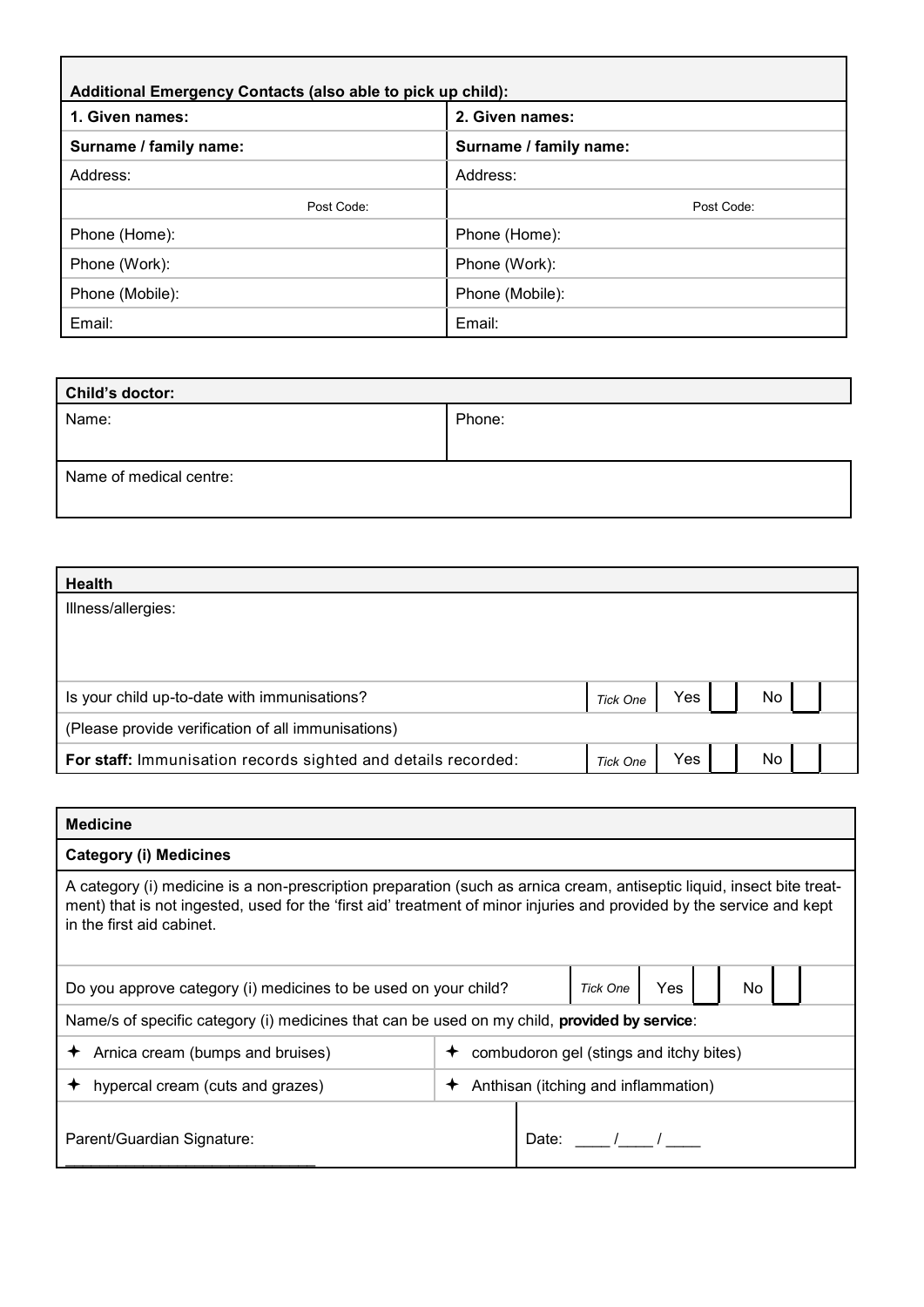| Additional Emergency Contacts (also able to pick up child): | |
|---|---|
| **1. Given names:** | **2. Given names:** |
| **Surname / family name:** | **Surname / family name:** |
| Address: | Address: |
| Post Code: | Post Code: |
| Phone (Home): | Phone (Home): |
| Phone (Work): | Phone (Work): |
| Phone (Mobile): | Phone (Mobile): |
| Email: | Email: |

| Child's doctor: | |
|---|---|
| Name: | Phone: |
| Name of medical centre: | |

| Health | | | |
|---|---|---|---|
| Illness/allergies: | | | |
| Is your child up-to-date with immunisations? | *Tick One* | Yes | No |
| (Please provide verification of all immunisations) | | | |
| **For staff:** Immunisation records sighted and details recorded: | *Tick One* | Yes | No |

| Medicine | | | | |
|---|---|---|---|---|
| **Category (i) Medicines** | | | | |
| A category (i) medicine is a non-prescription preparation (such as arnica cream, antiseptic liquid, insect bite treatment) that is not ingested, used for the 'first aid' treatment of minor injuries and provided by the service and kept in the first aid cabinet. | | | | |
| Do you approve category (i) medicines to be used on your child? | | *Tick One* | Yes | No |
| Name/s of specific category (i) medicines that can be used on my child, **provided by service**: | | | | |
| ✦ Arnica cream (bumps and bruises) | ✦ combudoron gel (stings and itchy bites) | | | |
| ✦ hypercal cream (cuts and grazes) | ✦ Anthisan (itching and inflammation) | | | |
| Parent/Guardian Signature: ___________________________ | Date: ____ /____ / ____ | | | |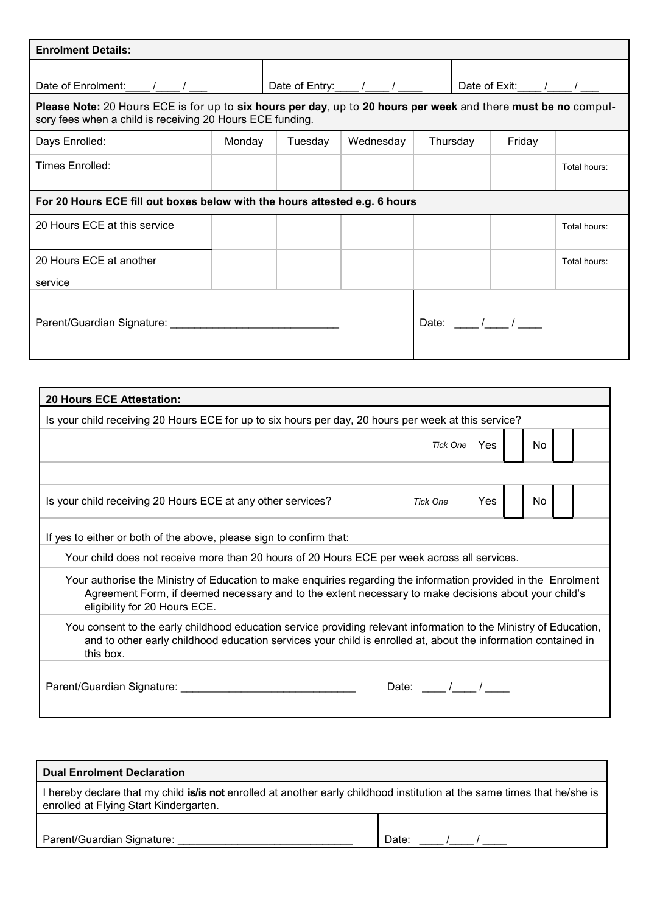**Enrolment Details:**

| Date of Enrolment:\_\_\_\_ /\_\_\_\_ / \_\_\_ | Date of Entry:\_\_\_\_ /\_\_\_\_ / \_\_\_\_ | Date of Exit:\_\_\_\_ /\_\_\_\_ / \_\_\_ |
|---|---|---|

**Please Note:** 20 Hours ECE is for up to **six hours per day**, up to **20 hours per week** and there **must be no** compulsory fees when a child is receiving 20 Hours ECE funding.

| Days Enrolled: | Monday | Tuesday | Wednesday | Thursday | Friday | |
|---|---|---|---|---|---|---|
| Times Enrolled: | | | | | | Total hours: |
| **For 20 Hours ECE fill out boxes below with the hours attested e.g. 6 hours** | | | | | | |
| 20 Hours ECE at this service | | | | | | Total hours: |
| 20 Hours ECE at another service | | | | | | Total hours: |

Parent/Guardian Signature: \_\_\_\_\_\_\_\_\_\_\_\_\_\_\_\_\_\_\_\_\_\_\_\_\_\_\_\_ Date: \_\_\_\_ /\_\_\_\_ / \_\_\_\_

**20 Hours ECE Attestation:**

Is your child receiving 20 Hours ECE for up to six hours per day, 20 hours per week at this service?

*Tick One* Yes ☐ No ☐

Is your child receiving 20 Hours ECE at any other services? *Tick One* Yes ☐ No ☐

If yes to either or both of the above, please sign to confirm that:

- Your child does not receive more than 20 hours of 20 Hours ECE per week across all services.
- Your authorise the Ministry of Education to make enquiries regarding the information provided in the Enrolment Agreement Form, if deemed necessary and to the extent necessary to make decisions about your child's eligibility for 20 Hours ECE.
- You consent to the early childhood education service providing relevant information to the Ministry of Education, and to other early childhood education services your child is enrolled at, about the information contained in this box.

Parent/Guardian Signature: \_\_\_\_\_\_\_\_\_\_\_\_\_\_\_\_\_\_\_\_\_\_\_\_\_\_\_\_\_ Date: \_\_\_\_ /\_\_\_\_ / \_\_\_\_

**Dual Enrolment Declaration**

I hereby declare that my child **is/is not** enrolled at another early childhood institution at the same times that he/she is enrolled at Flying Start Kindergarten.

Parent/Guardian Signature: \_\_\_\_\_\_\_\_\_\_\_\_\_\_\_\_\_\_\_\_\_\_\_\_\_\_\_\_\_ Date: \_\_\_\_ /\_\_\_\_ / \_\_\_\_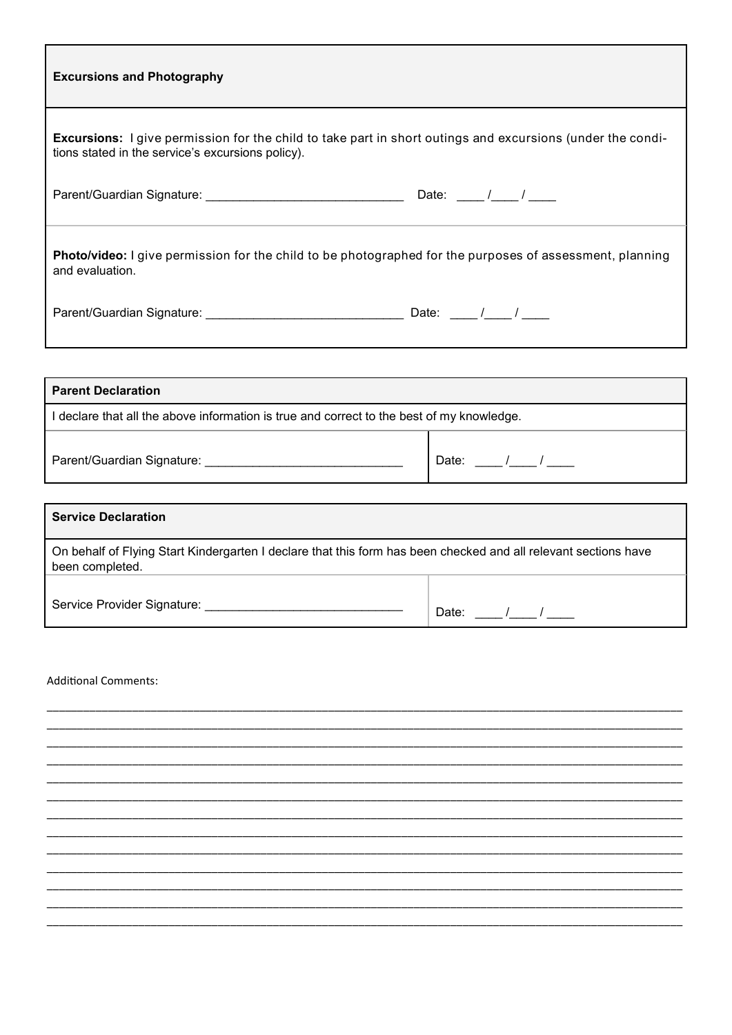| **Excursions and Photography** |
| --- |
| **Excursions:** I give permission for the child to take part in short outings and excursions (under the conditions stated in the service's excursions policy).<br><br>Parent/Guardian Signature: ____________________________ Date: ____ /____ / ____ |
| **Photo/video:** I give permission for the child to be photographed for the purposes of assessment, planning and evaluation.<br><br>Parent/Guardian Signature: ____________________________ Date: ____ /____ / ____ |

| **Parent Declaration** | |
| --- | --- |
| I declare that all the above information is true and correct to the best of my knowledge. | |
| Parent/Guardian Signature: ____________________________ | Date: ____ /____ / ____ |

| **Service Declaration** | |
| --- | --- |
| On behalf of Flying Start Kindergarten I declare that this form has been checked and all relevant sections have been completed. | |
| Service Provider Signature: ____________________________ | Date: ____ /____ / ____ |

Additional Comments:

____________________________________________________________________________________________
____________________________________________________________________________________________
____________________________________________________________________________________________
____________________________________________________________________________________________
____________________________________________________________________________________________
____________________________________________________________________________________________
____________________________________________________________________________________________
____________________________________________________________________________________________
____________________________________________________________________________________________
____________________________________________________________________________________________
____________________________________________________________________________________________
____________________________________________________________________________________________
____________________________________________________________________________________________